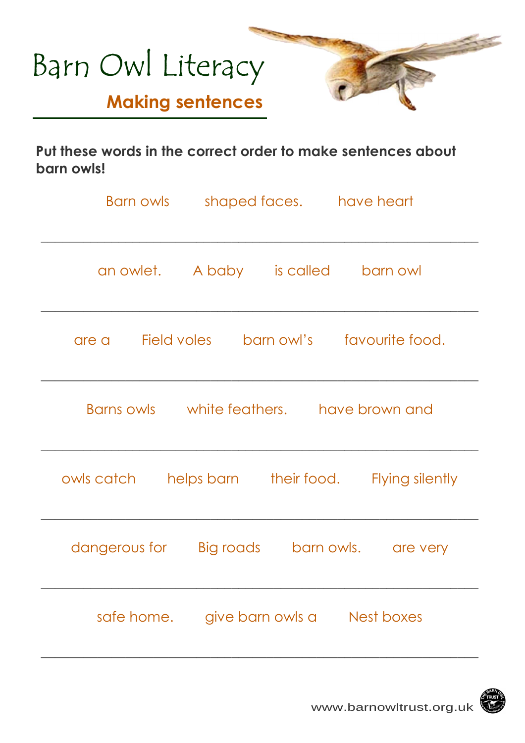# Barn Owl Literacy

## Making sentences

**Put these words in the correct order to make sentences about barn owls!**

Barn owls     shaped faces.     have heart

___________________________________________________________

an owlet.     A baby     is called     barn owl

___________________________________________________________

are a     Field voles     barn owl's     favourite food.

___________________________________________________________

Barns owls     white feathers.     have brown and

___________________________________________________________

owls catch     helps barn     their food.     Flying silently

___________________________________________________________

dangerous for     Big roads     barn owls.     are very

___________________________________________________________

safe home.     give barn owls a     Nest boxes

___________________________________________________________

www.barnowltrust.org.uk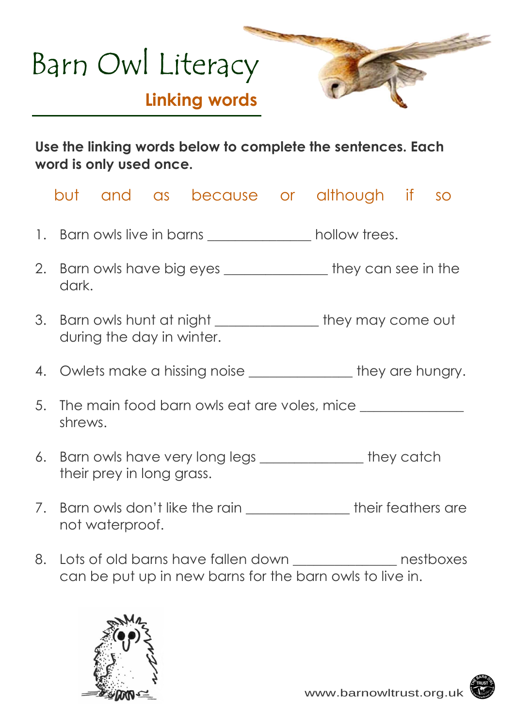# Barn Owl Literacy

## Linking words

**Use the linking words below to complete the sentences. Each word is only used once.**

but    and    as    because    or    although    if    so

1. Barn owls live in barns _______________ hollow trees.
2. Barn owls have big eyes _______________ they can see in the dark.
3. Barn owls hunt at night _______________ they may come out during the day in winter.
4. Owlets make a hissing noise _______________ they are hungry.
5. The main food barn owls eat are voles, mice _______________ shrews.
6. Barn owls have very long legs _______________ they catch their prey in long grass.
7. Barn owls don't like the rain _______________ their feathers are not waterproof.
8. Lots of old barns have fallen down _______________ nestboxes can be put up in new barns for the barn owls to live in.

www.barnowltrust.org.uk